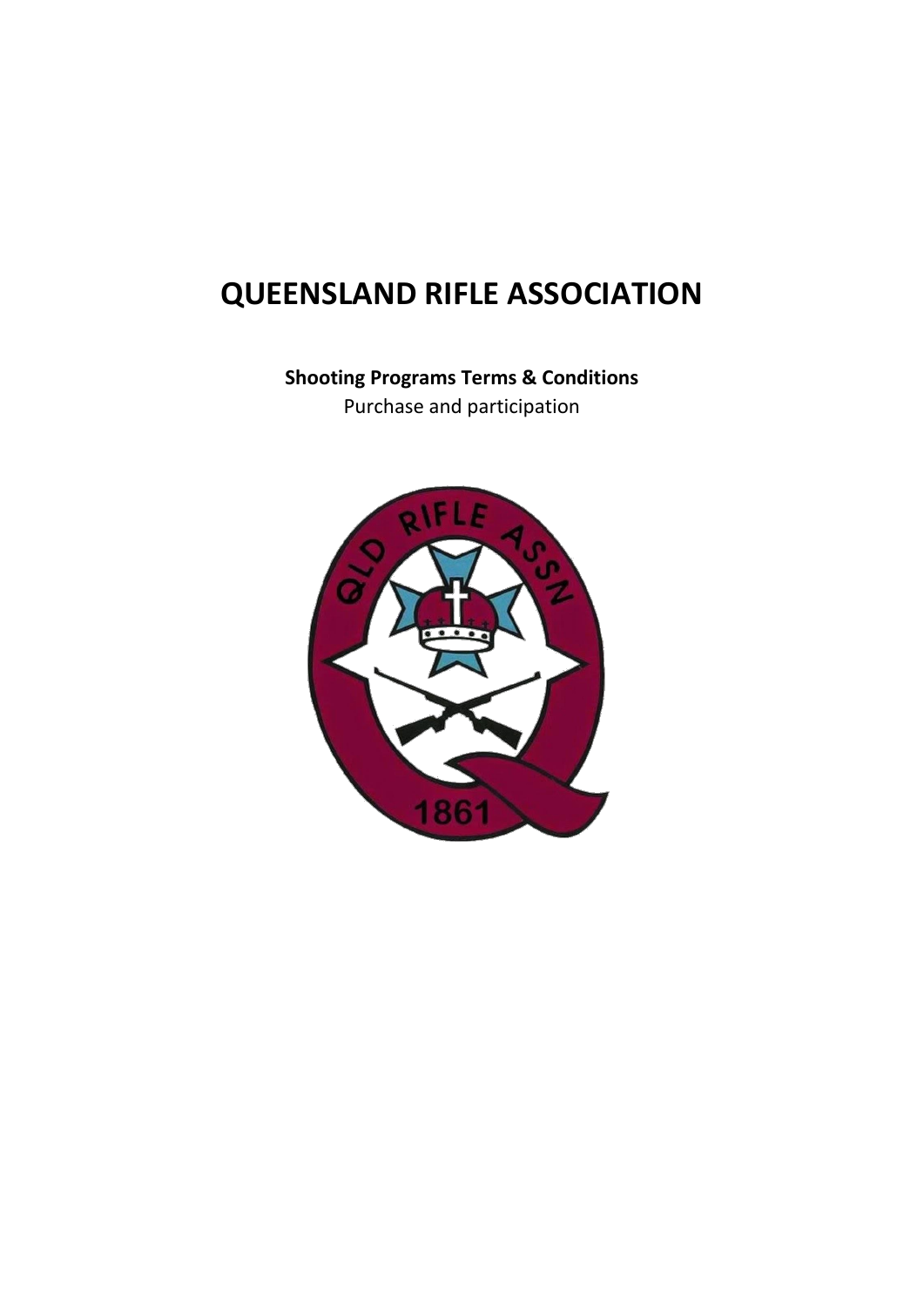# QUEENSLAND RIFLE ASSOCIATION

**Shooting Programs Terms & Conditions**

Purchase and participation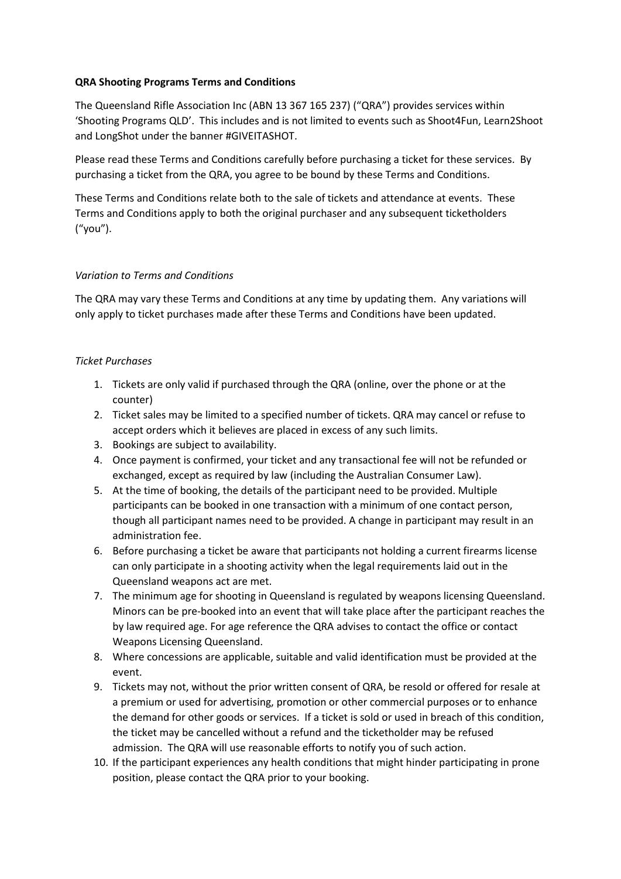**QRA Shooting Programs Terms and Conditions**

The Queensland Rifle Association Inc (ABN 13 367 165 237) ("QRA") provides services within 'Shooting Programs QLD'. This includes and is not limited to events such as Shoot4Fun, Learn2Shoot and LongShot under the banner #GIVEITASHOT.

Please read these Terms and Conditions carefully before purchasing a ticket for these services. By purchasing a ticket from the QRA, you agree to be bound by these Terms and Conditions.

These Terms and Conditions relate both to the sale of tickets and attendance at events. These Terms and Conditions apply to both the original purchaser and any subsequent ticketholders ("you").

*Variation to Terms and Conditions*

The QRA may vary these Terms and Conditions at any time by updating them. Any variations will only apply to ticket purchases made after these Terms and Conditions have been updated.

*Ticket Purchases*

1. Tickets are only valid if purchased through the QRA (online, over the phone or at the counter)
2. Ticket sales may be limited to a specified number of tickets. QRA may cancel or refuse to accept orders which it believes are placed in excess of any such limits.
3. Bookings are subject to availability.
4. Once payment is confirmed, your ticket and any transactional fee will not be refunded or exchanged, except as required by law (including the Australian Consumer Law).
5. At the time of booking, the details of the participant need to be provided. Multiple participants can be booked in one transaction with a minimum of one contact person, though all participant names need to be provided. A change in participant may result in an administration fee.
6. Before purchasing a ticket be aware that participants not holding a current firearms license can only participate in a shooting activity when the legal requirements laid out in the Queensland weapons act are met.
7. The minimum age for shooting in Queensland is regulated by weapons licensing Queensland. Minors can be pre-booked into an event that will take place after the participant reaches the by law required age. For age reference the QRA advises to contact the office or contact Weapons Licensing Queensland.
8. Where concessions are applicable, suitable and valid identification must be provided at the event.
9. Tickets may not, without the prior written consent of QRA, be resold or offered for resale at a premium or used for advertising, promotion or other commercial purposes or to enhance the demand for other goods or services. If a ticket is sold or used in breach of this condition, the ticket may be cancelled without a refund and the ticketholder may be refused admission. The QRA will use reasonable efforts to notify you of such action.
10. If the participant experiences any health conditions that might hinder participating in prone position, please contact the QRA prior to your booking.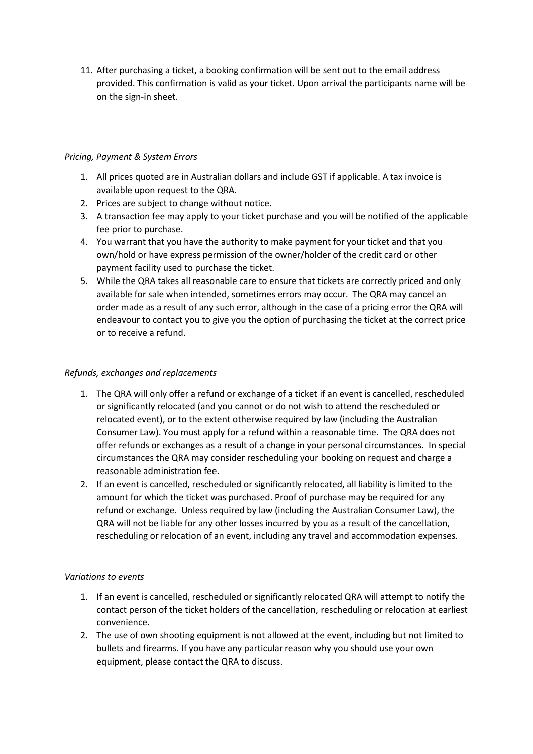11. After purchasing a ticket, a booking confirmation will be sent out to the email address provided. This confirmation is valid as your ticket. Upon arrival the participants name will be on the sign-in sheet.

*Pricing, Payment & System Errors*

1. All prices quoted are in Australian dollars and include GST if applicable. A tax invoice is available upon request to the QRA.
2. Prices are subject to change without notice.
3. A transaction fee may apply to your ticket purchase and you will be notified of the applicable fee prior to purchase.
4. You warrant that you have the authority to make payment for your ticket and that you own/hold or have express permission of the owner/holder of the credit card or other payment facility used to purchase the ticket.
5. While the QRA takes all reasonable care to ensure that tickets are correctly priced and only available for sale when intended, sometimes errors may occur. The QRA may cancel an order made as a result of any such error, although in the case of a pricing error the QRA will endeavour to contact you to give you the option of purchasing the ticket at the correct price or to receive a refund.

*Refunds, exchanges and replacements*

1. The QRA will only offer a refund or exchange of a ticket if an event is cancelled, rescheduled or significantly relocated (and you cannot or do not wish to attend the rescheduled or relocated event), or to the extent otherwise required by law (including the Australian Consumer Law). You must apply for a refund within a reasonable time. The QRA does not offer refunds or exchanges as a result of a change in your personal circumstances. In special circumstances the QRA may consider rescheduling your booking on request and charge a reasonable administration fee.
2. If an event is cancelled, rescheduled or significantly relocated, all liability is limited to the amount for which the ticket was purchased. Proof of purchase may be required for any refund or exchange. Unless required by law (including the Australian Consumer Law), the QRA will not be liable for any other losses incurred by you as a result of the cancellation, rescheduling or relocation of an event, including any travel and accommodation expenses.

*Variations to events*

1. If an event is cancelled, rescheduled or significantly relocated QRA will attempt to notify the contact person of the ticket holders of the cancellation, rescheduling or relocation at earliest convenience.
2. The use of own shooting equipment is not allowed at the event, including but not limited to bullets and firearms. If you have any particular reason why you should use your own equipment, please contact the QRA to discuss.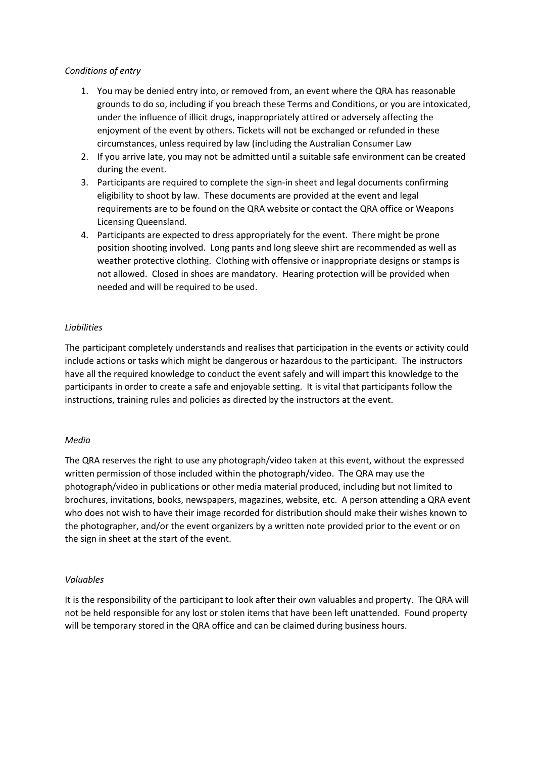*Conditions of entry*

1. You may be denied entry into, or removed from, an event where the QRA has reasonable grounds to do so, including if you breach these Terms and Conditions, or you are intoxicated, under the influence of illicit drugs, inappropriately attired or adversely affecting the enjoyment of the event by others. Tickets will not be exchanged or refunded in these circumstances, unless required by law (including the Australian Consumer Law
2. If you arrive late, you may not be admitted until a suitable safe environment can be created during the event.
3. Participants are required to complete the sign-in sheet and legal documents confirming eligibility to shoot by law. These documents are provided at the event and legal requirements are to be found on the QRA website or contact the QRA office or Weapons Licensing Queensland.
4. Participants are expected to dress appropriately for the event. There might be prone position shooting involved. Long pants and long sleeve shirt are recommended as well as weather protective clothing. Clothing with offensive or inappropriate designs or stamps is not allowed. Closed in shoes are mandatory. Hearing protection will be provided when needed and will be required to be used.

*Liabilities*

The participant completely understands and realises that participation in the events or activity could include actions or tasks which might be dangerous or hazardous to the participant. The instructors have all the required knowledge to conduct the event safely and will impart this knowledge to the participants in order to create a safe and enjoyable setting. It is vital that participants follow the instructions, training rules and policies as directed by the instructors at the event.

*Media*

The QRA reserves the right to use any photograph/video taken at this event, without the expressed written permission of those included within the photograph/video. The QRA may use the photograph/video in publications or other media material produced, including but not limited to brochures, invitations, books, newspapers, magazines, website, etc. A person attending a QRA event who does not wish to have their image recorded for distribution should make their wishes known to the photographer, and/or the event organizers by a written note provided prior to the event or on the sign in sheet at the start of the event.

*Valuables*

It is the responsibility of the participant to look after their own valuables and property. The QRA will not be held responsible for any lost or stolen items that have been left unattended. Found property will be temporary stored in the QRA office and can be claimed during business hours.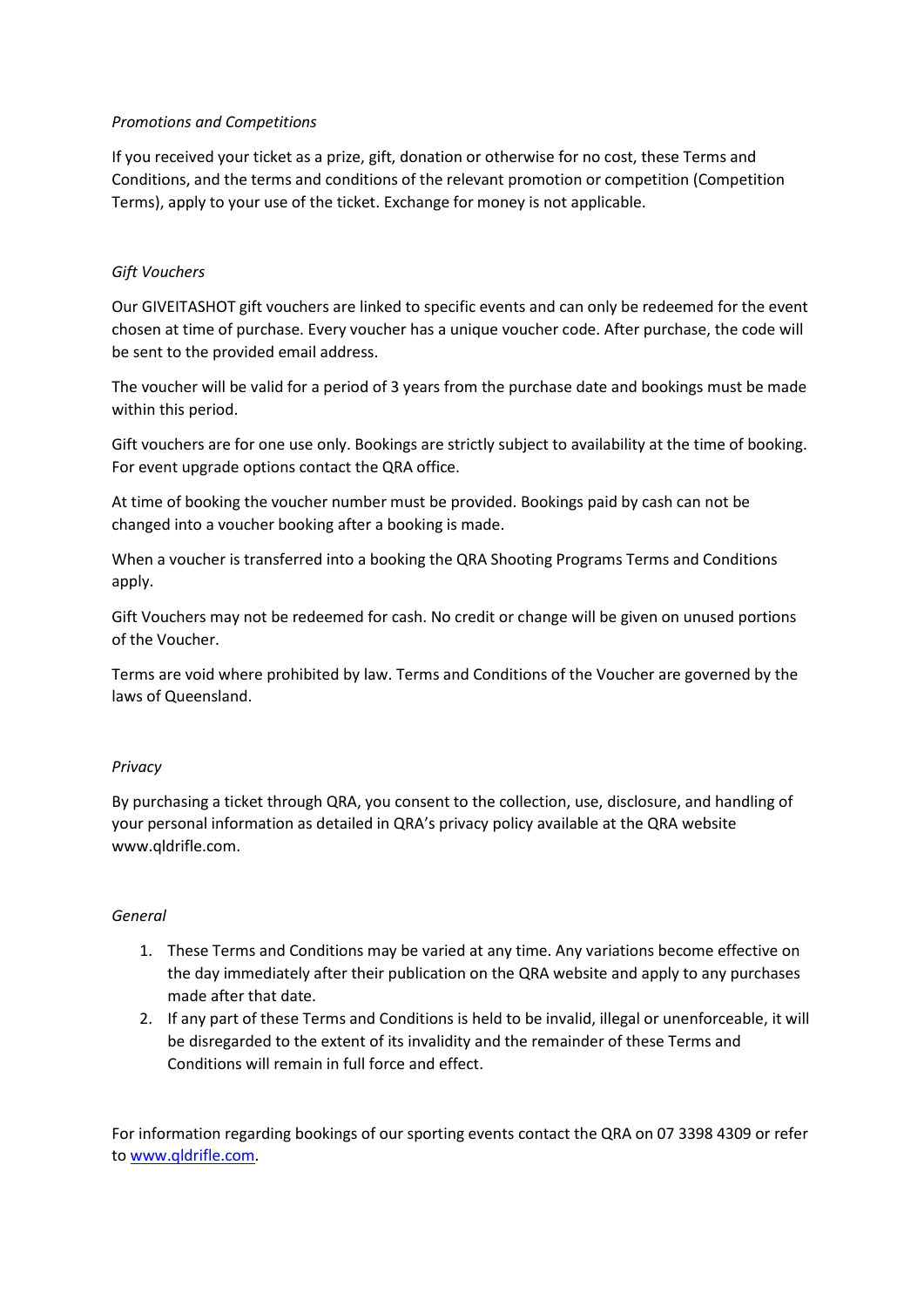*Promotions and Competitions*

If you received your ticket as a prize, gift, donation or otherwise for no cost, these Terms and Conditions, and the terms and conditions of the relevant promotion or competition (Competition Terms), apply to your use of the ticket. Exchange for money is not applicable.

*Gift Vouchers*

Our GIVEITASHOT gift vouchers are linked to specific events and can only be redeemed for the event chosen at time of purchase. Every voucher has a unique voucher code. After purchase, the code will be sent to the provided email address.

The voucher will be valid for a period of 3 years from the purchase date and bookings must be made within this period.

Gift vouchers are for one use only. Bookings are strictly subject to availability at the time of booking. For event upgrade options contact the QRA office.

At time of booking the voucher number must be provided. Bookings paid by cash can not be changed into a voucher booking after a booking is made.

When a voucher is transferred into a booking the QRA Shooting Programs Terms and Conditions apply.

Gift Vouchers may not be redeemed for cash. No credit or change will be given on unused portions of the Voucher.

Terms are void where prohibited by law. Terms and Conditions of the Voucher are governed by the laws of Queensland.

*Privacy*

By purchasing a ticket through QRA, you consent to the collection, use, disclosure, and handling of your personal information as detailed in QRA's privacy policy available at the QRA website www.qldrifle.com.

*General*

1. These Terms and Conditions may be varied at any time. Any variations become effective on the day immediately after their publication on the QRA website and apply to any purchases made after that date.
2. If any part of these Terms and Conditions is held to be invalid, illegal or unenforceable, it will be disregarded to the extent of its invalidity and the remainder of these Terms and Conditions will remain in full force and effect.

For information regarding bookings of our sporting events contact the QRA on 07 3398 4309 or refer to [www.qldrifle.com](http://www.qldrifle.com).